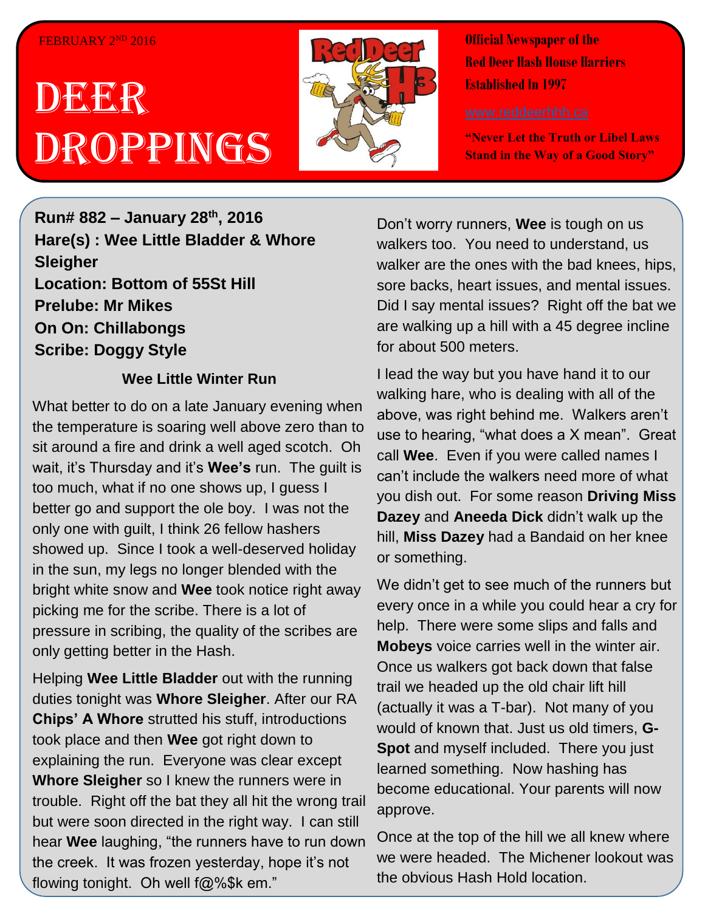FEBRUARY 2ND 2016

# DEER DROPPINGS

Official Newspaper of the Red Deer Hash House Harriers Established In 1997

www.reddeerhhh.ca

"Never Let the Truth or Libel Laws Stand in the Way of a Good Story"

**Run# 882 – January 28th, 2016**
**Hare(s) : Wee Little Bladder & Whore Sleigher**
**Location: Bottom of 55St Hill**
**Prelube: Mr Mikes**
**On On: Chillabongs**
**Scribe: Doggy Style**

### Wee Little Winter Run

What better to do on a late January evening when the temperature is soaring well above zero than to sit around a fire and drink a well aged scotch. Oh wait, it's Thursday and it's **Wee's** run. The guilt is too much, what if no one shows up, I guess I better go and support the ole boy. I was not the only one with guilt, I think 26 fellow hashers showed up. Since I took a well-deserved holiday in the sun, my legs no longer blended with the bright white snow and **Wee** took notice right away picking me for the scribe. There is a lot of pressure in scribing, the quality of the scribes are only getting better in the Hash.

Helping **Wee Little Bladder** out with the running duties tonight was **Whore Sleigher**. After our RA **Chips' A Whore** strutted his stuff, introductions took place and then **Wee** got right down to explaining the run. Everyone was clear except **Whore Sleigher** so I knew the runners were in trouble. Right off the bat they all hit the wrong trail but were soon directed in the right way. I can still hear **Wee** laughing, "the runners have to run down the creek. It was frozen yesterday, hope it's not flowing tonight. Oh well f@%$k em."

Don't worry runners, **Wee** is tough on us walkers too. You need to understand, us walker are the ones with the bad knees, hips, sore backs, heart issues, and mental issues. Did I say mental issues? Right off the bat we are walking up a hill with a 45 degree incline for about 500 meters.

I lead the way but you have hand it to our walking hare, who is dealing with all of the above, was right behind me. Walkers aren't use to hearing, "what does a X mean". Great call **Wee**. Even if you were called names I can't include the walkers need more of what you dish out. For some reason **Driving Miss Dazey** and **Aneeda Dick** didn't walk up the hill, **Miss Dazey** had a Bandaid on her knee or something.

We didn't get to see much of the runners but every once in a while you could hear a cry for help. There were some slips and falls and **Mobeys** voice carries well in the winter air. Once us walkers got back down that false trail we headed up the old chair lift hill (actually it was a T-bar). Not many of you would of known that. Just us old timers, **G-Spot** and myself included. There you just learned something. Now hashing has become educational. Your parents will now approve.

Once at the top of the hill we all knew where we were headed. The Michener lookout was the obvious Hash Hold location.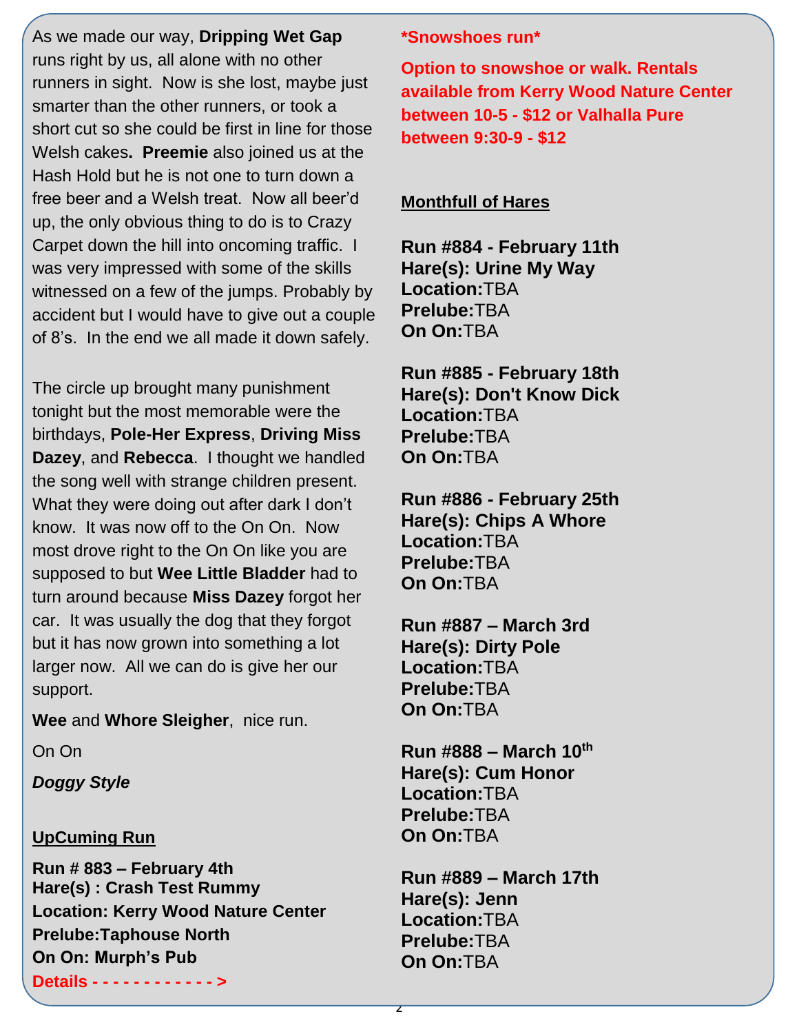As we made our way, **Dripping Wet Gap** runs right by us, all alone with no other runners in sight. Now is she lost, maybe just smarter than the other runners, or took a short cut so she could be first in line for those Welsh cakes**. Preemie** also joined us at the Hash Hold but he is not one to turn down a free beer and a Welsh treat. Now all beer'd up, the only obvious thing to do is to Crazy Carpet down the hill into oncoming traffic. I was very impressed with some of the skills witnessed on a few of the jumps. Probably by accident but I would have to give out a couple of 8's. In the end we all made it down safely.

The circle up brought many punishment tonight but the most memorable were the birthdays, **Pole-Her Express**, **Driving Miss Dazey**, and **Rebecca**. I thought we handled the song well with strange children present. What they were doing out after dark I don't know. It was now off to the On On. Now most drove right to the On On like you are supposed to but **Wee Little Bladder** had to turn around because **Miss Dazey** forgot her car. It was usually the dog that they forgot but it has now grown into something a lot larger now. All we can do is give her our support.

**Wee** and **Whore Sleigher**, nice run.

On On

***Doggy Style***

## UpCuming Run

**Run # 883 – February 4th**
**Hare(s) : Crash Test Rummy**
**Location: Kerry Wood Nature Center**
**Prelube:Taphouse North**
**On On: Murph's Pub**
**Details - - - - - - - - - - - - >**

**\*Snowshoes run\***

**Option to snowshoe or walk. Rentals available from Kerry Wood Nature Center between 10-5 - $12 or Valhalla Pure between 9:30-9 - $12**

## Monthfull of Hares

**Run #884 - February 11th**
**Hare(s): Urine My Way**
**Location:**TBA
**Prelube:**TBA
**On On:**TBA

**Run #885 - February 18th**
**Hare(s): Don't Know Dick**
**Location:**TBA
**Prelube:**TBA
**On On:**TBA

**Run #886 - February 25th**
**Hare(s): Chips A Whore**
**Location:**TBA
**Prelube:**TBA
**On On:**TBA

**Run #887 – March 3rd**
**Hare(s): Dirty Pole**
**Location:**TBA
**Prelube:**TBA
**On On:**TBA

**Run #888 – March 10th**
**Hare(s): Cum Honor**
**Location:**TBA
**Prelube:**TBA
**On On:**TBA

**Run #889 – March 17th**
**Hare(s): Jenn**
**Location:**TBA
**Prelube:**TBA
**On On:**TBA